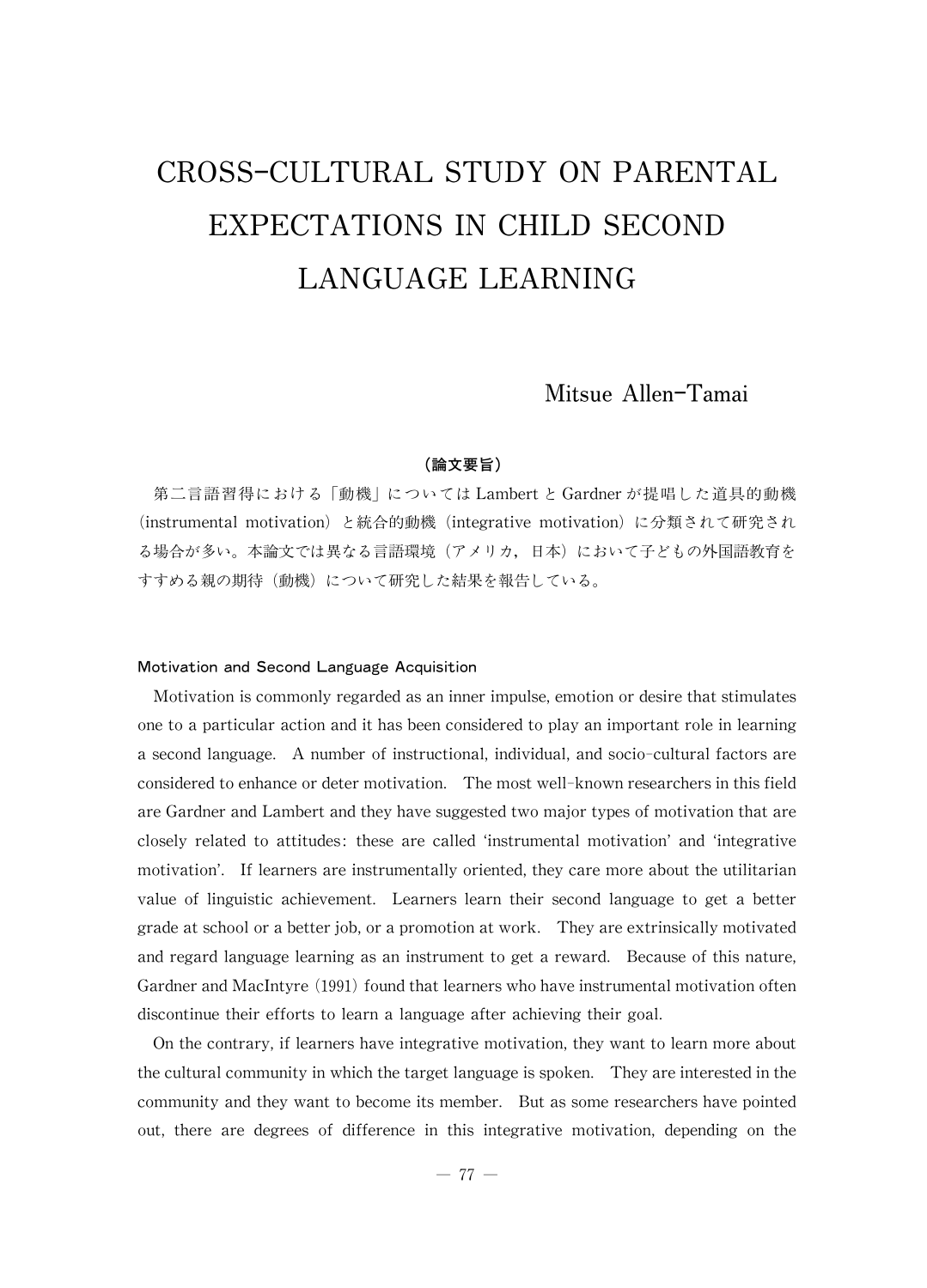# CROSS-CULTURAL STUDY ON PARENTAL EXPECTATIONS IN CHILD SECOND LANGUAGE LEARNING

Mitsue Allen-Tamai

**（論文要旨）**

第二言語習得における「動機」についてはLambertとGardnerが提唱した道具的動機（instrumental motivation）と統合的動機（integrative motivation）に分類されて研究される場合が多い。本論文では異なる言語環境（アメリカ，日本）において子どもの外国語教育をすすめる親の期待（動機）について研究した結果を報告している。

## Motivation and Second Language Acquisition

Motivation is commonly regarded as an inner impulse, emotion or desire that stimulates one to a particular action and it has been considered to play an important role in learning a second language. A number of instructional, individual, and socio-cultural factors are considered to enhance or deter motivation. The most well-known researchers in this field are Gardner and Lambert and they have suggested two major types of motivation that are closely related to attitudes: these are called 'instrumental motivation' and 'integrative motivation'. If learners are instrumentally oriented, they care more about the utilitarian value of linguistic achievement. Learners learn their second language to get a better grade at school or a better job, or a promotion at work. They are extrinsically motivated and regard language learning as an instrument to get a reward. Because of this nature, Gardner and MacIntyre (1991) found that learners who have instrumental motivation often discontinue their efforts to learn a language after achieving their goal.

On the contrary, if learners have integrative motivation, they want to learn more about the cultural community in which the target language is spoken. They are interested in the community and they want to become its member. But as some researchers have pointed out, there are degrees of difference in this integrative motivation, depending on the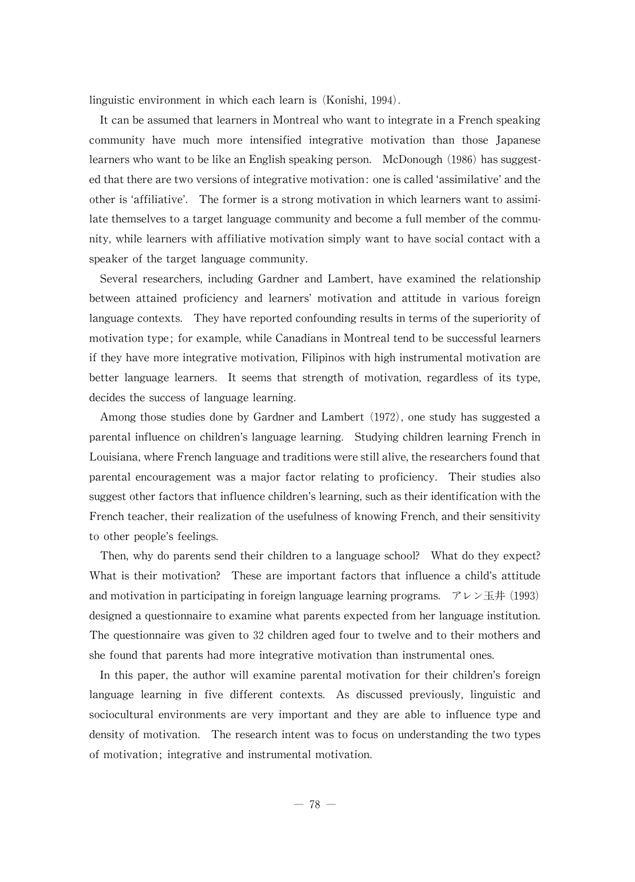linguistic environment in which each learn is (Konishi, 1994).

It can be assumed that learners in Montreal who want to integrate in a French speaking community have much more intensified integrative motivation than those Japanese learners who want to be like an English speaking person. McDonough (1986) has suggested that there are two versions of integrative motivation: one is called 'assimilative' and the other is 'affiliative'. The former is a strong motivation in which learners want to assimilate themselves to a target language community and become a full member of the community, while learners with affiliative motivation simply want to have social contact with a speaker of the target language community.

Several researchers, including Gardner and Lambert, have examined the relationship between attained proficiency and learners' motivation and attitude in various foreign language contexts. They have reported confounding results in terms of the superiority of motivation type; for example, while Canadians in Montreal tend to be successful learners if they have more integrative motivation, Filipinos with high instrumental motivation are better language learners. It seems that strength of motivation, regardless of its type, decides the success of language learning.

Among those studies done by Gardner and Lambert (1972), one study has suggested a parental influence on children's language learning. Studying children learning French in Louisiana, where French language and traditions were still alive, the researchers found that parental encouragement was a major factor relating to proficiency. Their studies also suggest other factors that influence children's learning, such as their identification with the French teacher, their realization of the usefulness of knowing French, and their sensitivity to other people's feelings.

Then, why do parents send their children to a language school? What do they expect? What is their motivation? These are important factors that influence a child's attitude and motivation in participating in foreign language learning programs. アレン玉井 (1993) designed a questionnaire to examine what parents expected from her language institution. The questionnaire was given to 32 children aged four to twelve and to their mothers and she found that parents had more integrative motivation than instrumental ones.

In this paper, the author will examine parental motivation for their children's foreign language learning in five different contexts. As discussed previously, linguistic and sociocultural environments are very important and they are able to influence type and density of motivation. The research intent was to focus on understanding the two types of motivation; integrative and instrumental motivation.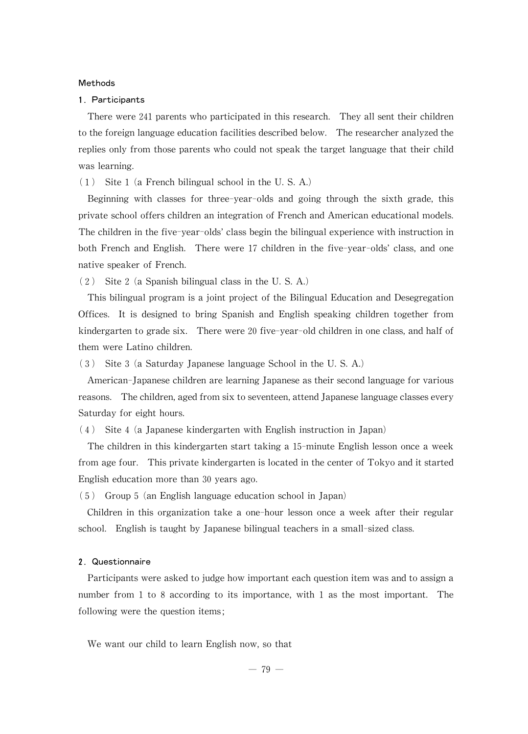## Methods

### 1. Participants

There were 241 parents who participated in this research. They all sent their children to the foreign language education facilities described below. The researcher analyzed the replies only from those parents who could not speak the target language that their child was learning.

(1) Site 1 (a French bilingual school in the U. S. A.)

Beginning with classes for three-year-olds and going through the sixth grade, this private school offers children an integration of French and American educational models. The children in the five-year-olds' class begin the bilingual experience with instruction in both French and English. There were 17 children in the five-year-olds' class, and one native speaker of French.

(2) Site 2 (a Spanish bilingual class in the U. S. A.)

This bilingual program is a joint project of the Bilingual Education and Desegregation Offices. It is designed to bring Spanish and English speaking children together from kindergarten to grade six. There were 20 five-year-old children in one class, and half of them were Latino children.

(3) Site 3 (a Saturday Japanese language School in the U. S. A.)

American-Japanese children are learning Japanese as their second language for various reasons. The children, aged from six to seventeen, attend Japanese language classes every Saturday for eight hours.

(4) Site 4 (a Japanese kindergarten with English instruction in Japan)

The children in this kindergarten start taking a 15-minute English lesson once a week from age four. This private kindergarten is located in the center of Tokyo and it started English education more than 30 years ago.

(5) Group 5 (an English language education school in Japan)

Children in this organization take a one-hour lesson once a week after their regular school. English is taught by Japanese bilingual teachers in a small-sized class.

### 2. Questionnaire

Participants were asked to judge how important each question item was and to assign a number from 1 to 8 according to its importance, with 1 as the most important. The following were the question items;

We want our child to learn English now, so that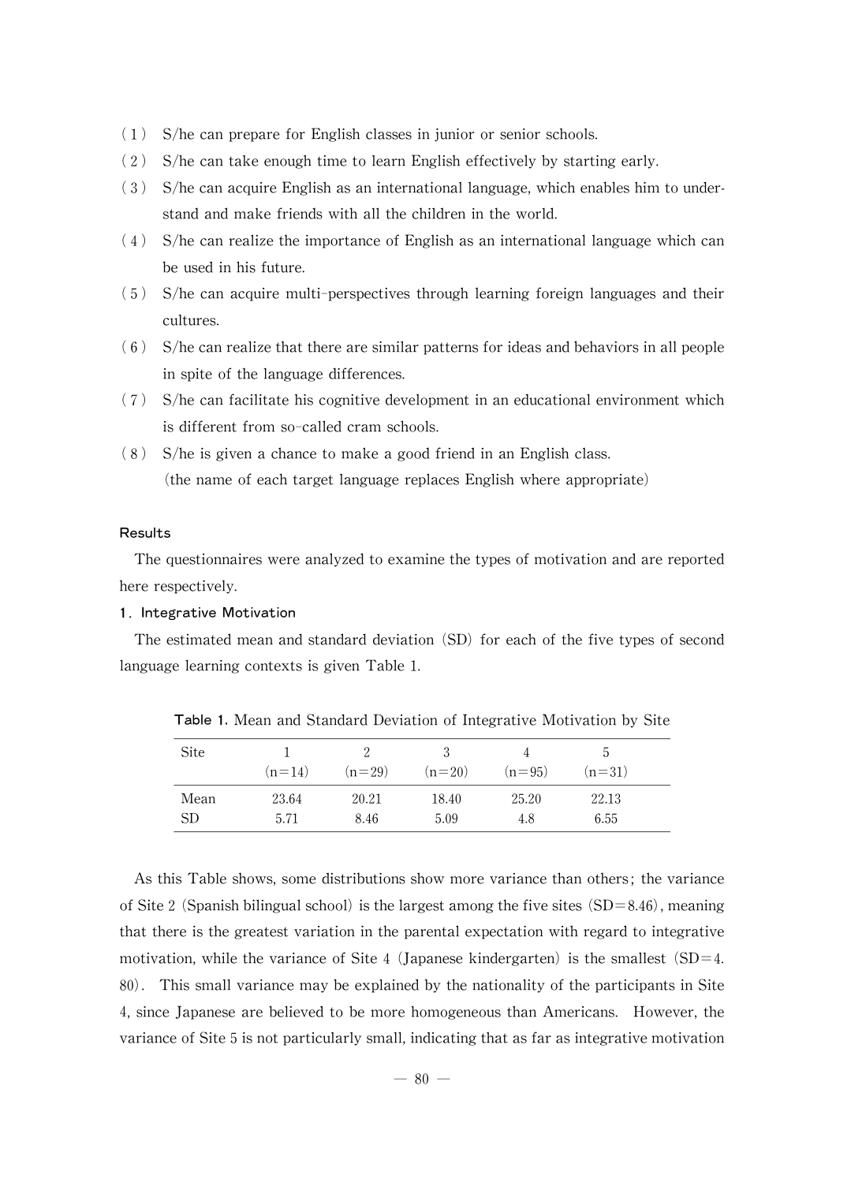(1) S/he can prepare for English classes in junior or senior schools.
(2) S/he can take enough time to learn English effectively by starting early.
(3) S/he can acquire English as an international language, which enables him to understand and make friends with all the children in the world.
(4) S/he can realize the importance of English as an international language which can be used in his future.
(5) S/he can acquire multi-perspectives through learning foreign languages and their cultures.
(6) S/he can realize that there are similar patterns for ideas and behaviors in all people in spite of the language differences.
(7) S/he can facilitate his cognitive development in an educational environment which is different from so-called cram schools.
(8) S/he is given a chance to make a good friend in an English class.
(the name of each target language replaces English where appropriate)

### Results

The questionnaires were analyzed to examine the types of motivation and are reported here respectively.

#### 1. Integrative Motivation

The estimated mean and standard deviation (SD) for each of the five types of second language learning contexts is given Table 1.

**Table 1.** Mean and Standard Deviation of Integrative Motivation by Site

| Site | 1 (n=14) | 2 (n=29) | 3 (n=20) | 4 (n=95) | 5 (n=31) |
|---|---|---|---|---|---|
| Mean | 23.64 | 20.21 | 18.40 | 25.20 | 22.13 |
| SD | 5.71 | 8.46 | 5.09 | 4.8 | 6.55 |

As this Table shows, some distributions show more variance than others; the variance of Site 2 (Spanish bilingual school) is the largest among the five sites (SD=8.46), meaning that there is the greatest variation in the parental expectation with regard to integrative motivation, while the variance of Site 4 (Japanese kindergarten) is the smallest (SD=4.80). This small variance may be explained by the nationality of the participants in Site 4, since Japanese are believed to be more homogeneous than Americans. However, the variance of Site 5 is not particularly small, indicating that as far as integrative motivation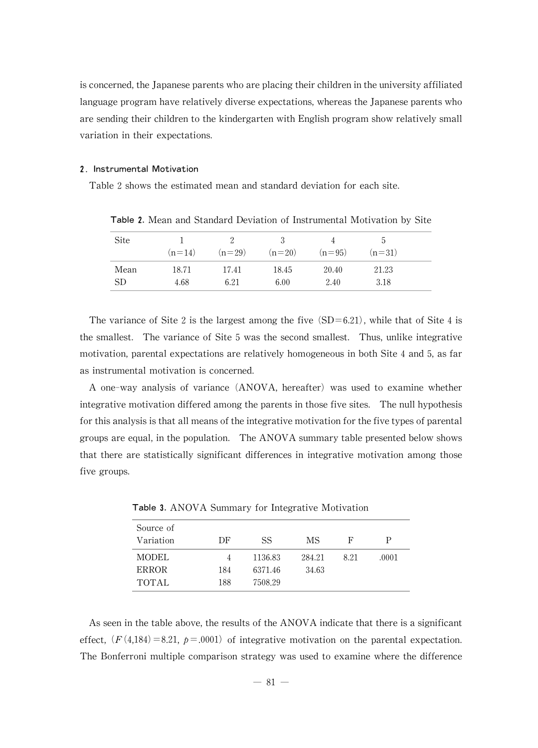is concerned, the Japanese parents who are placing their children in the university affiliated language program have relatively diverse expectations, whereas the Japanese parents who are sending their children to the kindergarten with English program show relatively small variation in their expectations.

### 2. Instrumental Motivation

Table 2 shows the estimated mean and standard deviation for each site.

**Table 2.** Mean and Standard Deviation of Instrumental Motivation by Site

| Site | 1 (n=14) | 2 (n=29) | 3 (n=20) | 4 (n=95) | 5 (n=31) |
|---|---|---|---|---|---|
| Mean | 18.71 | 17.41 | 18.45 | 20.40 | 21.23 |
| SD | 4.68 | 6.21 | 6.00 | 2.40 | 3.18 |

The variance of Site 2 is the largest among the five (SD=6.21), while that of Site 4 is the smallest. The variance of Site 5 was the second smallest. Thus, unlike integrative motivation, parental expectations are relatively homogeneous in both Site 4 and 5, as far as instrumental motivation is concerned.

A one-way analysis of variance (ANOVA, hereafter) was used to examine whether integrative motivation differed among the parents in those five sites. The null hypothesis for this analysis is that all means of the integrative motivation for the five types of parental groups are equal, in the population. The ANOVA summary table presented below shows that there are statistically significant differences in integrative motivation among those five groups.

**Table 3.** ANOVA Summary for Integrative Motivation

| Source of Variation | DF | SS | MS | F | P |
|---|---|---|---|---|---|
| MODEL | 4 | 1136.83 | 284.21 | 8.21 | .0001 |
| ERROR | 184 | 6371.46 | 34.63 | | |
| TOTAL | 188 | 7508.29 | | | |

As seen in the table above, the results of the ANOVA indicate that there is a significant effect, ($F(4,184)=8.21$, $p=.0001$) of integrative motivation on the parental expectation. The Bonferroni multiple comparison strategy was used to examine where the difference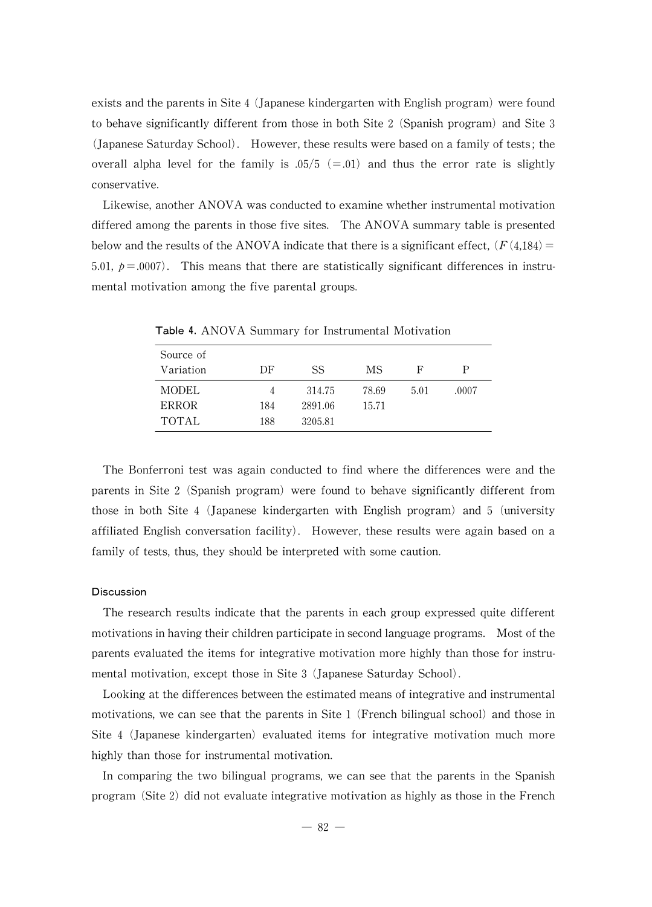exists and the parents in Site 4 (Japanese kindergarten with English program) were found to behave significantly different from those in both Site 2 (Spanish program) and Site 3 (Japanese Saturday School). However, these results were based on a family of tests; the overall alpha level for the family is .05/5 (=.01) and thus the error rate is slightly conservative.

Likewise, another ANOVA was conducted to examine whether instrumental motivation differed among the parents in those five sites. The ANOVA summary table is presented below and the results of the ANOVA indicate that there is a significant effect, ($F(4,184)=5.01$, $p=.0007$). This means that there are statistically significant differences in instrumental motivation among the five parental groups.

**Table 4.** ANOVA Summary for Instrumental Motivation

| Source of Variation | DF | SS | MS | F | P |
|---|---|---|---|---|---|
| MODEL | 4 | 314.75 | 78.69 | 5.01 | .0007 |
| ERROR | 184 | 2891.06 | 15.71 | | |
| TOTAL | 188 | 3205.81 | | | |

The Bonferroni test was again conducted to find where the differences were and the parents in Site 2 (Spanish program) were found to behave significantly different from those in both Site 4 (Japanese kindergarten with English program) and 5 (university affiliated English conversation facility). However, these results were again based on a family of tests, thus, they should be interpreted with some caution.

### Discussion

The research results indicate that the parents in each group expressed quite different motivations in having their children participate in second language programs. Most of the parents evaluated the items for integrative motivation more highly than those for instrumental motivation, except those in Site 3 (Japanese Saturday School).

Looking at the differences between the estimated means of integrative and instrumental motivations, we can see that the parents in Site 1 (French bilingual school) and those in Site 4 (Japanese kindergarten) evaluated items for integrative motivation much more highly than those for instrumental motivation.

In comparing the two bilingual programs, we can see that the parents in the Spanish program (Site 2) did not evaluate integrative motivation as highly as those in the French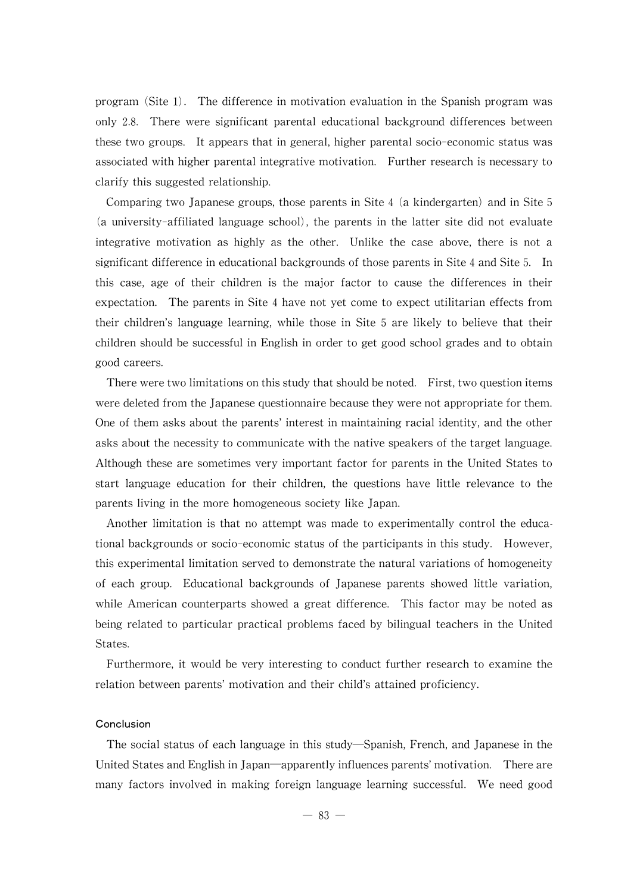program (Site 1). The difference in motivation evaluation in the Spanish program was only 2.8. There were significant parental educational background differences between these two groups. It appears that in general, higher parental socio-economic status was associated with higher parental integrative motivation. Further research is necessary to clarify this suggested relationship.

Comparing two Japanese groups, those parents in Site 4 (a kindergarten) and in Site 5 (a university-affiliated language school), the parents in the latter site did not evaluate integrative motivation as highly as the other. Unlike the case above, there is not a significant difference in educational backgrounds of those parents in Site 4 and Site 5. In this case, age of their children is the major factor to cause the differences in their expectation. The parents in Site 4 have not yet come to expect utilitarian effects from their children's language learning, while those in Site 5 are likely to believe that their children should be successful in English in order to get good school grades and to obtain good careers.

There were two limitations on this study that should be noted. First, two question items were deleted from the Japanese questionnaire because they were not appropriate for them. One of them asks about the parents' interest in maintaining racial identity, and the other asks about the necessity to communicate with the native speakers of the target language. Although these are sometimes very important factor for parents in the United States to start language education for their children, the questions have little relevance to the parents living in the more homogeneous society like Japan.

Another limitation is that no attempt was made to experimentally control the educational backgrounds or socio-economic status of the participants in this study. However, this experimental limitation served to demonstrate the natural variations of homogeneity of each group. Educational backgrounds of Japanese parents showed little variation, while American counterparts showed a great difference. This factor may be noted as being related to particular practical problems faced by bilingual teachers in the United States.

Furthermore, it would be very interesting to conduct further research to examine the relation between parents' motivation and their child's attained proficiency.

## Conclusion

The social status of each language in this study—Spanish, French, and Japanese in the United States and English in Japan—apparently influences parents' motivation. There are many factors involved in making foreign language learning successful. We need good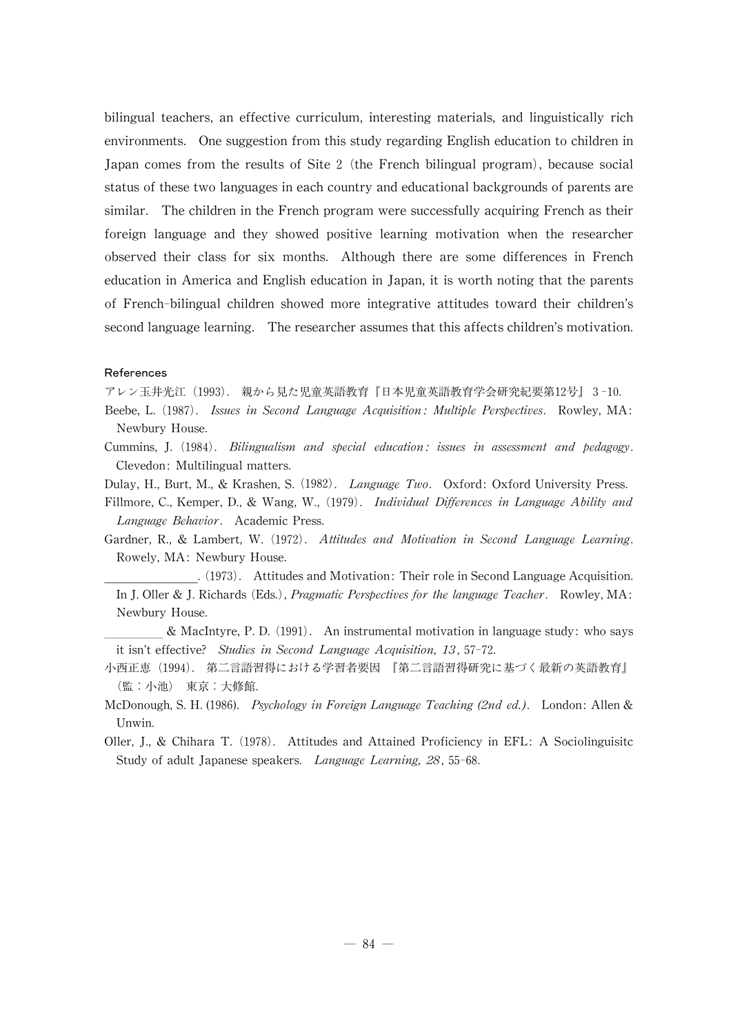bilingual teachers, an effective curriculum, interesting materials, and linguistically rich environments. One suggestion from this study regarding English education to children in Japan comes from the results of Site 2 (the French bilingual program), because social status of these two languages in each country and educational backgrounds of parents are similar. The children in the French program were successfully acquiring French as their foreign language and they showed positive learning motivation when the researcher observed their class for six months. Although there are some differences in French education in America and English education in Japan, it is worth noting that the parents of French-bilingual children showed more integrative attitudes toward their children's second language learning. The researcher assumes that this affects children's motivation.

## References

アレン玉井光江 (1993). 親から見た児童英語教育『日本児童英語教育学会研究紀要第12号』 3 -10.

Beebe, L. (1987). *Issues in Second Language Acquisition: Multiple Perspectives*. Rowley, MA: Newbury House.

Cummins, J. (1984). *Bilingualism and special education: issues in assessment and pedagogy*. Clevedon: Multilingual matters.

Dulay, H., Burt, M., & Krashen, S. (1982). *Language Two*. Oxford: Oxford University Press.

Fillmore, C., Kemper, D., & Wang, W., (1979). *Individual Differences in Language Ability and Language Behavior*. Academic Press.

Gardner, R., & Lambert, W. (1972). *Attitudes and Motivation in Second Language Learning*. Rowely, MA: Newbury House.

\_\_\_\_\_\_\_\_\_\_\_\_\_\_\_\_. (1973). Attitudes and Motivation: Their role in Second Language Acquisition. In J. Oller & J. Richards (Eds.), *Pragmatic Perspectives for the language Teacher*. Rowley, MA: Newbury House.

\_\_\_\_\_\_\_\_\_\_ & MacIntyre, P. D. (1991). An instrumental motivation in language study: who says it isn't effective? *Studies in Second Language Acquisition, 13*, 57-72.

小西正恵 (1994). 第二言語習得における学習者要因 『第二言語習得研究に基づく最新の英語教育』 (監：小池) 東京：大修館.

McDonough, S. H. (1986). *Psychology in Foreign Language Teaching (2nd ed.)*. London: Allen & Unwin.

Oller, J., & Chihara T. (1978). Attitudes and Attained Proficiency in EFL: A Sociolinguisitc Study of adult Japanese speakers. *Language Learning, 28*, 55-68.